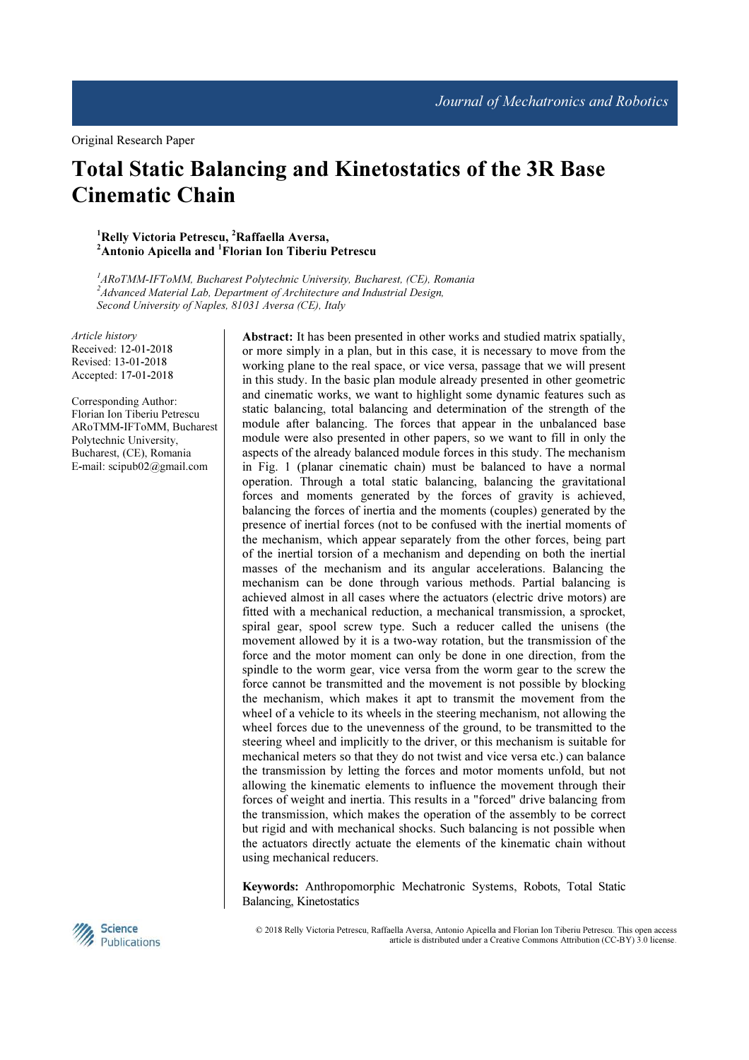Original Research Paper

# Total Static Balancing and Kinetostatics of the 3R Base Cinematic Chain

**[1]Relly Victoria Petrescu, [2]Raffaella Aversa, [2]Antonio Apicella and [1]Florian Ion Tiberiu Petrescu**

*[1]ARoTMM-IFToMM, Bucharest Polytechnic University, Bucharest, (CE), Romania*
*[2]Advanced Material Lab, Department of Architecture and Industrial Design, Second University of Naples, 81031 Aversa (CE), Italy*

*Article history*
Received: 12-01-2018
Revised: 13-01-2018
Accepted: 17-01-2018

Corresponding Author:
Florian Ion Tiberiu Petrescu
ARoTMM-IFToMM, Bucharest Polytechnic University, Bucharest, (CE), Romania
E-mail: scipub02@gmail.com

**Abstract:** It has been presented in other works and studied matrix spatially, or more simply in a plan, but in this case, it is necessary to move from the working plane to the real space, or vice versa, passage that we will present in this study. In the basic plan module already presented in other geometric and cinematic works, we want to highlight some dynamic features such as static balancing, total balancing and determination of the strength of the module after balancing. The forces that appear in the unbalanced base module were also presented in other papers, so we want to fill in only the aspects of the already balanced module forces in this study. The mechanism in Fig. 1 (planar cinematic chain) must be balanced to have a normal operation. Through a total static balancing, balancing the gravitational forces and moments generated by the forces of gravity is achieved, balancing the forces of inertia and the moments (couples) generated by the presence of inertial forces (not to be confused with the inertial moments of the mechanism, which appear separately from the other forces, being part of the inertial torsion of a mechanism and depending on both the inertial masses of the mechanism and its angular accelerations. Balancing the mechanism can be done through various methods. Partial balancing is achieved almost in all cases where the actuators (electric drive motors) are fitted with a mechanical reduction, a mechanical transmission, a sprocket, spiral gear, spool screw type. Such a reducer called the unisens (the movement allowed by it is a two-way rotation, but the transmission of the force and the motor moment can only be done in one direction, from the spindle to the worm gear, vice versa from the worm gear to the screw the force cannot be transmitted and the movement is not possible by blocking the mechanism, which makes it apt to transmit the movement from the wheel of a vehicle to its wheels in the steering mechanism, not allowing the wheel forces due to the unevenness of the ground, to be transmitted to the steering wheel and implicitly to the driver, or this mechanism is suitable for mechanical meters so that they do not twist and vice versa etc.) can balance the transmission by letting the forces and motor moments unfold, but not allowing the kinematic elements to influence the movement through their forces of weight and inertia. This results in a "forced" drive balancing from the transmission, which makes the operation of the assembly to be correct but rigid and with mechanical shocks. Such balancing is not possible when the actuators directly actuate the elements of the kinematic chain without using mechanical reducers.

**Keywords:** Anthropomorphic Mechatronic Systems, Robots, Total Static Balancing, Kinetostatics

© 2018 Relly Victoria Petrescu, Raffaella Aversa, Antonio Apicella and Florian Ion Tiberiu Petrescu. This open access article is distributed under a Creative Commons Attribution (CC-BY) 3.0 license.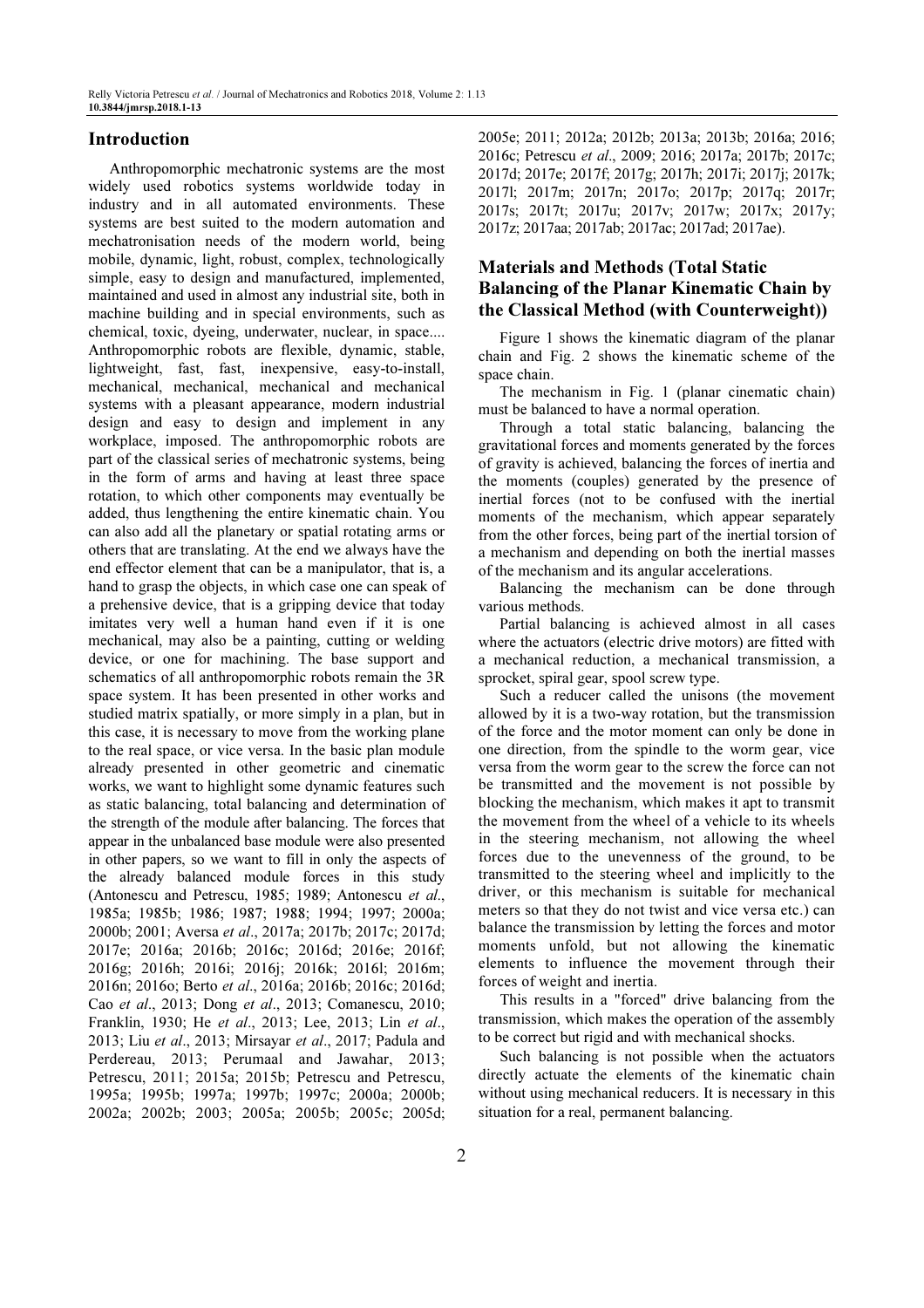## Introduction

Anthropomorphic mechatronic systems are the most widely used robotics systems worldwide today in industry and in all automated environments. These systems are best suited to the modern automation and mechatronisation needs of the modern world, being mobile, dynamic, light, robust, complex, technologically simple, easy to design and manufactured, implemented, maintained and used in almost any industrial site, both in machine building and in special environments, such as chemical, toxic, dyeing, underwater, nuclear, in space.... Anthropomorphic robots are flexible, dynamic, stable, lightweight, fast, fast, inexpensive, easy-to-install, mechanical, mechanical, mechanical and mechanical systems with a pleasant appearance, modern industrial design and easy to design and implement in any workplace, imposed. The anthropomorphic robots are part of the classical series of mechatronic systems, being in the form of arms and having at least three space rotation, to which other components may eventually be added, thus lengthening the entire kinematic chain. You can also add all the planetary or spatial rotating arms or others that are translating. At the end we always have the end effector element that can be a manipulator, that is, a hand to grasp the objects, in which case one can speak of a prehensive device, that is a gripping device that today imitates very well a human hand even if it is one mechanical, may also be a painting, cutting or welding device, or one for machining. The base support and schematics of all anthropomorphic robots remain the 3R space system. It has been presented in other works and studied matrix spatially, or more simply in a plan, but in this case, it is necessary to move from the working plane to the real space, or vice versa. In the basic plan module already presented in other geometric and cinematic works, we want to highlight some dynamic features such as static balancing, total balancing and determination of the strength of the module after balancing. The forces that appear in the unbalanced base module were also presented in other papers, so we want to fill in only the aspects of the already balanced module forces in this study (Antonescu and Petrescu, 1985; 1989; Antonescu *et al*., 1985a; 1985b; 1986; 1987; 1988; 1994; 1997; 2000a; 2000b; 2001; Aversa *et al*., 2017a; 2017b; 2017c; 2017d; 2017e; 2016a; 2016b; 2016c; 2016d; 2016e; 2016f; 2016g; 2016h; 2016i; 2016j; 2016k; 2016l; 2016m; 2016n; 2016o; Berto *et al*., 2016a; 2016b; 2016c; 2016d; Cao *et al*., 2013; Dong *et al*., 2013; Comanescu, 2010; Franklin, 1930; He *et al*., 2013; Lee, 2013; Lin *et al*., 2013; Liu *et al*., 2013; Mirsayar *et al*., 2017; Padula and Perdereau, 2013; Perumaal and Jawahar, 2013; Petrescu, 2011; 2015a; 2015b; Petrescu and Petrescu, 1995a; 1995b; 1997a; 1997b; 1997c; 2000a; 2000b; 2002a; 2002b; 2003; 2005a; 2005b; 2005c; 2005d; 2005e; 2011; 2012a; 2012b; 2013a; 2013b; 2016a; 2016; 2016c; Petrescu *et al*., 2009; 2016; 2017a; 2017b; 2017c; 2017d; 2017e; 2017f; 2017g; 2017h; 2017i; 2017j; 2017k; 2017l; 2017m; 2017n; 2017o; 2017p; 2017q; 2017r; 2017s; 2017t; 2017u; 2017v; 2017w; 2017x; 2017y; 2017z; 2017aa; 2017ab; 2017ac; 2017ad; 2017ae).

## Materials and Methods (Total Static Balancing of the Planar Kinematic Chain by the Classical Method (with Counterweight))

Figure 1 shows the kinematic diagram of the planar chain and Fig. 2 shows the kinematic scheme of the space chain.

The mechanism in Fig. 1 (planar cinematic chain) must be balanced to have a normal operation.

Through a total static balancing, balancing the gravitational forces and moments generated by the forces of gravity is achieved, balancing the forces of inertia and the moments (couples) generated by the presence of inertial forces (not to be confused with the inertial moments of the mechanism, which appear separately from the other forces, being part of the inertial torsion of a mechanism and depending on both the inertial masses of the mechanism and its angular accelerations.

Balancing the mechanism can be done through various methods.

Partial balancing is achieved almost in all cases where the actuators (electric drive motors) are fitted with a mechanical reduction, a mechanical transmission, a sprocket, spiral gear, spool screw type.

Such a reducer called the unisons (the movement allowed by it is a two-way rotation, but the transmission of the force and the motor moment can only be done in one direction, from the spindle to the worm gear, vice versa from the worm gear to the screw the force can not be transmitted and the movement is not possible by blocking the mechanism, which makes it apt to transmit the movement from the wheel of a vehicle to its wheels in the steering mechanism, not allowing the wheel forces due to the unevenness of the ground, to be transmitted to the steering wheel and implicitly to the driver, or this mechanism is suitable for mechanical meters so that they do not twist and vice versa etc.) can balance the transmission by letting the forces and motor moments unfold, but not allowing the kinematic elements to influence the movement through their forces of weight and inertia.

This results in a "forced" drive balancing from the transmission, which makes the operation of the assembly to be correct but rigid and with mechanical shocks.

Such balancing is not possible when the actuators directly actuate the elements of the kinematic chain without using mechanical reducers. It is necessary in this situation for a real, permanent balancing.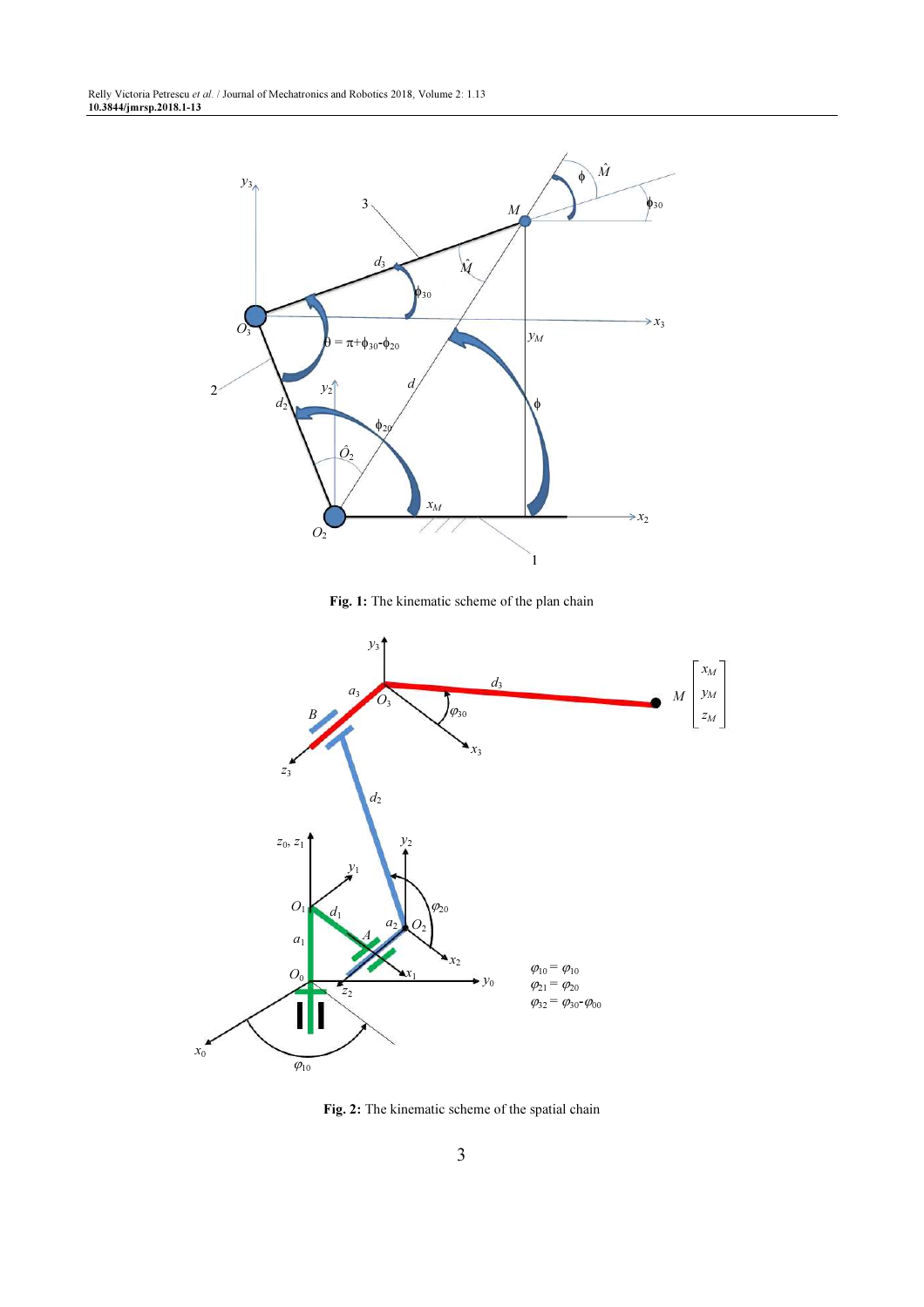**Fig. 1:** The kinematic scheme of the plan chain

**Fig. 2:** The kinematic scheme of the spatial chain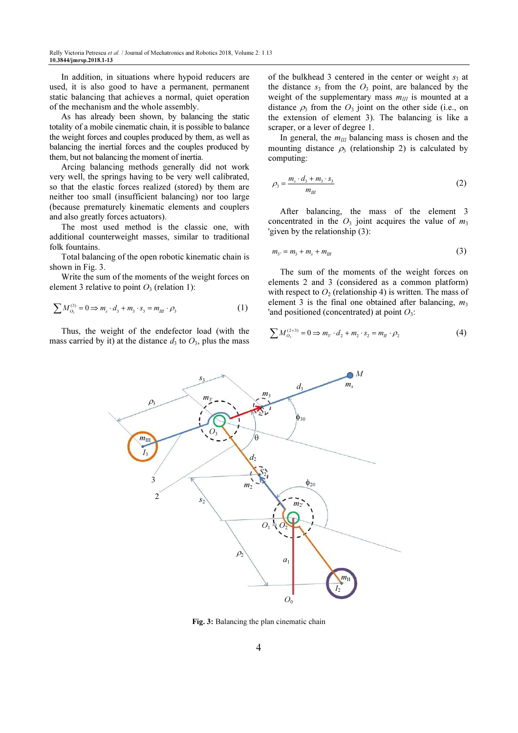In addition, in situations where hypoid reducers are used, it is also good to have a permanent, permanent static balancing that achieves a normal, quiet operation of the mechanism and the whole assembly.

As has already been shown, by balancing the static totality of a mobile cinematic chain, it is possible to balance the weight forces and couples produced by them, as well as balancing the inertial forces and the couples produced by them, but not balancing the moment of inertia.

Arcing balancing methods generally did not work very well, the springs having to be very well calibrated, so that the elastic forces realized (stored) by them are neither too small (insufficient balancing) nor too large (because prematurely kinematic elements and couplers and also greatly forces actuators).

The most used method is the classic one, with additional counterweight masses, similar to traditional folk fountains.

Total balancing of the open robotic kinematic chain is shown in Fig. 3.

Write the sum of the moments of the weight forces on element 3 relative to point $O_3$ (relation 1):

$$\sum M_{O_3}^{(3)} = 0 \Rightarrow m_s \cdot d_3 + m_3 \cdot s_3 = m_{III} \cdot \rho_3 \tag{1}$$

Thus, the weight of the endefector load (with the mass carried by it) at the distance $d_3$ to $O_3$, plus the mass of the bulkhead 3 centered in the center or weight $s_3$ at the distance $s_3$ from the $O_3$ point, are balanced by the weight of the supplementary mass $m_{III}$ is mounted at a distance $\rho_3$ from the $O_3$ joint on the other side (i.e., on the extension of element 3). The balancing is like a scraper, or a lever of degree 1.

In general, the $m_{III}$ balancing mass is chosen and the mounting distance $\rho_3$ (relationship 2) is calculated by computing:

$$\rho_3 = \frac{m_s \cdot d_3 + m_3 \cdot s_3}{m_{III}} \tag{2}$$

After balancing, the mass of the element 3 concentrated in the $O_3$ joint acquires the value of $m_3$ 'given by the relationship (3):

$$m_{3'} = m_3 + m_s + m_{III} \tag{3}$$

The sum of the moments of the weight forces on elements 2 and 3 (considered as a common platform) with respect to $O_2$ (relationship 4) is written. The mass of element 3 is the final one obtained after balancing, $m_3$ 'and positioned (concentrated) at point $O_3$:

$$\sum M_{O_2}^{(2+3)} = 0 \Rightarrow m_{3'} \cdot d_2 + m_2 \cdot s_2 = m_{II} \cdot \rho_2 \tag{4}$$

**Fig. 3:** Balancing the plan cinematic chain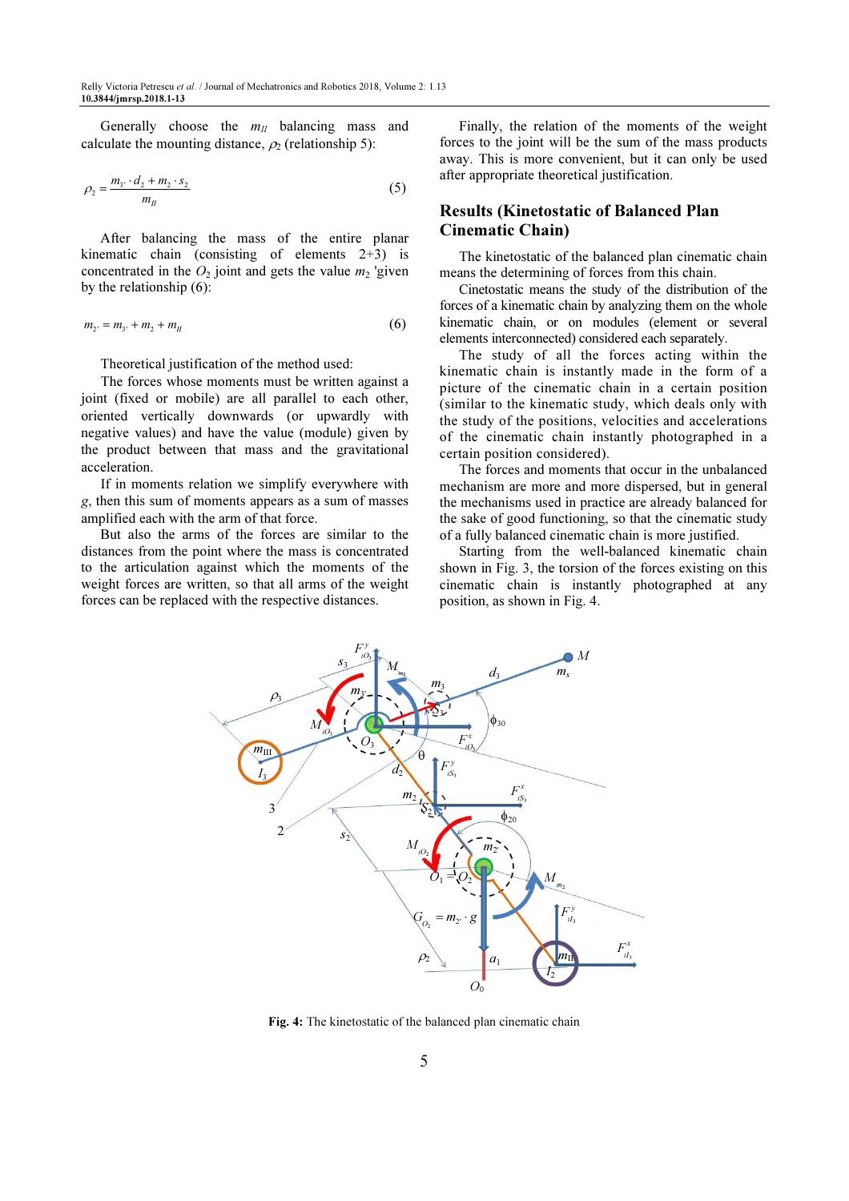Generally choose the $m_{II}$ balancing mass and calculate the mounting distance, $\rho_2$ (relationship 5):

$$\rho_2 = \frac{m_{3'} \cdot d_2 + m_2 \cdot s_2}{m_{II}} \tag{5}$$

After balancing the mass of the entire planar kinematic chain (consisting of elements 2+3) is concentrated in the $O_2$ joint and gets the value $m_{2'}$ given by the relationship (6):

$$m_{2'} = m_{3'} + m_2 + m_{II} \tag{6}$$

Theoretical justification of the method used:

The forces whose moments must be written against a joint (fixed or mobile) are all parallel to each other, oriented vertically downwards (or upwardly with negative values) and have the value (module) given by the product between that mass and the gravitational acceleration.

If in moments relation we simplify everywhere with $g$, then this sum of moments appears as a sum of masses amplified each with the arm of that force.

But also the arms of the forces are similar to the distances from the point where the mass is concentrated to the articulation against which the moments of the weight forces are written, so that all arms of the weight forces can be replaced with the respective distances.

Finally, the relation of the moments of the weight forces to the joint will be the sum of each of the mass products away. This is more convenient, but it can only be used after appropriate theoretical justification.

## Results (Kinetostatic of Balanced Plan Cinematic Chain)

The kinetostatic of the balanced plan cinematic chain means the determining of forces from this chain.

Cinetostatic means the study of the distribution of the forces of a kinematic chain by analyzing them on the whole kinematic chain, or on modules (element or several elements interconnected) considered each separately.

The study of all the forces acting within the kinematic chain is instantly made in the form of a picture of the cinematic chain in a certain position (similar to the kinematic study, which deals only with the study of the positions, velocities and accelerations of the cinematic chain instantly photographed in a certain position considered).

The forces and moments that occur in the unbalanced mechanism are more and more dispersed, but in general the mechanisms used in practice are already balanced for the sake of good functioning, so that the cinematic study of a fully balanced cinematic chain is more justified.

Starting from the well-balanced kinematic chain shown in Fig. 3, the torsion of the forces existing on this cinematic chain is instantly photographed at any position, as shown in Fig. 4.

Fig. 4: The kinetostatic of the balanced plan cinematic chain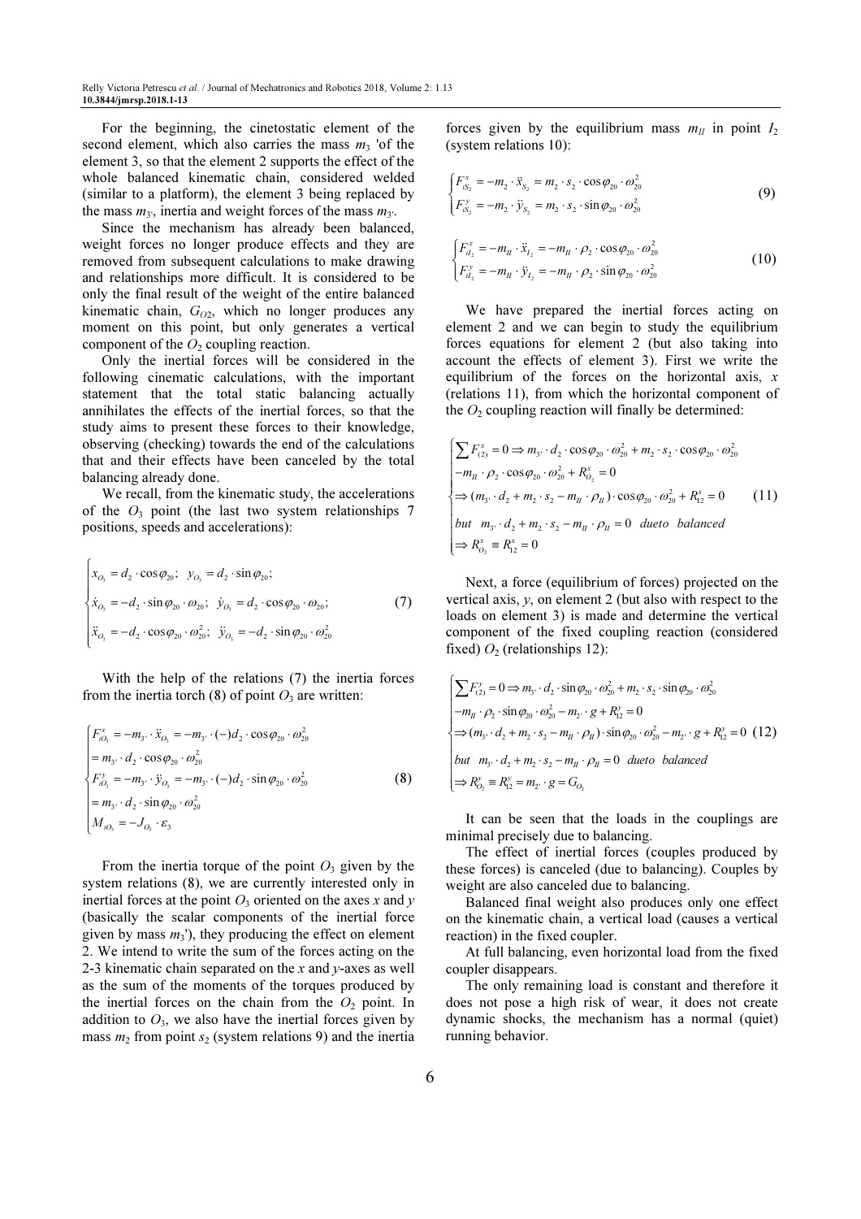For the beginning, the cinetostatic element of the second element, which also carries the mass $m_3$ 'of the element 3, so that the element 2 supports the effect of the whole balanced kinematic chain, considered welded (similar to a platform), the element 3 being replaced by the mass $m_{3'}$, inertia and weight forces of the mass $m_{3'}$.

Since the mechanism has already been balanced, weight forces no longer produce effects and they are removed from subsequent calculations to make drawing and relationships more difficult. It is considered to be only the final result of the weight of the entire balanced kinematic chain, $G_{O2}$, which no longer produces any moment on this point, but only generates a vertical component of the $O_2$ coupling reaction.

Only the inertial forces will be considered in the following cinematic calculations, with the important statement that the total static balancing actually annihilates the effects of the inertial forces, so that the study aims to present these forces to their knowledge, observing (checking) towards the end of the calculations that and their effects have been canceled by the total balancing already done.

We recall, from the kinematic study, the accelerations of the $O_3$ point (the last two system relationships 7 positions, speeds and accelerations):

$$\begin{cases} x_{O_3} = d_2 \cdot \cos\varphi_{20}; \;\; y_{O_3} = d_2 \cdot \sin\varphi_{20}; \\ \dot{x}_{O_3} = -d_2 \cdot \sin\varphi_{20} \cdot \omega_{20}; \;\; \dot{y}_{O_3} = d_2 \cdot \cos\varphi_{20} \cdot \omega_{20}; \\ \ddot{x}_{O_3} = -d_2 \cdot \cos\varphi_{20} \cdot \omega_{20}^2; \;\; \ddot{y}_{O_3} = -d_2 \cdot \sin\varphi_{20} \cdot \omega_{20}^2 \end{cases} \tag{7}$$

With the help of the relations (7) the inertia forces from the inertia torch (8) of point $O_3$ are written:

$$\begin{cases} F_{iO_3}^x = -m_{3'} \cdot \ddot{x}_{O_3} = -m_{3'} \cdot (-) d_2 \cdot \cos\varphi_{20} \cdot \omega_{20}^2 \\ = m_{3'} \cdot d_2 \cdot \cos\varphi_{20} \cdot \omega_{20}^2 \\ F_{iO_3}^y = -m_{3'} \cdot \ddot{y}_{O_3} = -m_{3'} \cdot (-) d_2 \cdot \sin\varphi_{20} \cdot \omega_{20}^2 \\ = m_{3'} \cdot d_2 \cdot \sin\varphi_{20} \cdot \omega_{20}^2 \\ M_{iO_3} = -J_{O_3} \cdot \varepsilon_3 \end{cases} \tag{8}$$

From the inertia torque of the point $O_3$ given by the system relations (8), we are currently interested only in inertial forces at the point $O_3$ oriented on the axes $x$ and $y$ (basically the scalar components of the inertial force given by mass $m_3$'), they producing the effect on element 2. We intend to write the sum of the forces acting on the 2-3 kinematic chain separated on the $x$ and $y$-axes as well as the sum of the moments of the torques produced by the inertial forces on the chain from the $O_2$ point. In addition to $O_3$, we also have the inertial forces given by mass $m_2$ from point $s_2$ (system relations 9) and the inertia forces given by the equilibrium mass $m_{II}$ in point $I_2$ (system relations 10):

$$\begin{cases} F_{iS_2}^x = -m_2 \cdot \ddot{x}_{S_2} = m_2 \cdot s_2 \cdot \cos\varphi_{20} \cdot \omega_{20}^2 \\ F_{iS_2}^y = -m_2 \cdot \ddot{y}_{S_2} = m_2 \cdot s_2 \cdot \sin\varphi_{20} \cdot \omega_{20}^2 \end{cases} \tag{9}$$

$$\begin{cases} F_{iI_2}^x = -m_{II} \cdot \ddot{x}_{I_2} = -m_{II} \cdot \rho_2 \cdot \cos\varphi_{20} \cdot \omega_{20}^2 \\ F_{iI_2}^y = -m_{II} \cdot \ddot{y}_{I_2} = -m_{II} \cdot \rho_2 \cdot \sin\varphi_{20} \cdot \omega_{20}^2 \end{cases} \tag{10}$$

We have prepared the inertial forces acting on element 2 and we can begin to study the equilibrium forces equations for element 2 (but also taking into account the effects of element 3). First we write the equilibrium of the forces on the horizontal axis, $x$ (relations 11), from which the horizontal component of the $O_2$ coupling reaction will finally be determined:

$$\begin{cases} \sum F_{(2)}^x = 0 \Rightarrow m_{3'} \cdot d_2 \cdot \cos\varphi_{20} \cdot \omega_{20}^2 + m_2 \cdot s_2 \cdot \cos\varphi_{20} \cdot \omega_{20}^2 \\ -m_{II} \cdot \rho_2 \cdot \cos\varphi_{20} \cdot \omega_{20}^2 + R_{O_2}^x = 0 \\ \Rightarrow (m_{3'} \cdot d_2 + m_2 \cdot s_2 - m_{II} \cdot \rho_{II}) \cdot \cos\varphi_{20} \cdot \omega_{20}^2 + R_{12}^x = 0 \\ but \;\; m_{3'} \cdot d_2 + m_2 \cdot s_2 - m_{II} \cdot \rho_{II} = 0 \;\; due to \;\; balanced \\ \Rightarrow R_{O_2}^x \equiv R_{12}^x = 0 \end{cases} \tag{11}$$

Next, a force (equilibrium of forces) projected on the vertical axis, $y$, on element 2 (but also with respect to the loads on element 3) is made and determine the vertical component of the fixed coupling reaction (considered fixed) $O_2$ (relationships 12):

$$\begin{cases} \sum F_{(2)}^y = 0 \Rightarrow m_{3'} \cdot d_2 \cdot \sin\varphi_{20} \cdot \omega_{20}^2 + m_2 \cdot s_2 \cdot \sin\varphi_{20} \cdot \omega_{20}^2 \\ -m_{II} \cdot \rho_2 \cdot \sin\varphi_{20} \cdot \omega_{20}^2 - m_{2'} \cdot g + R_{12}^y = 0 \\ \Rightarrow (m_{3'} \cdot d_2 + m_2 \cdot s_2 - m_{II} \cdot \rho_{II}) \cdot \sin\varphi_{20} \cdot \omega_{20}^2 - m_{2'} \cdot g + R_{12}^y = 0 \\ but \;\; m_{3'} \cdot d_2 + m_2 \cdot s_2 - m_{II} \cdot \rho_{II} = 0 \;\; due to \;\; balanced \\ \Rightarrow R_{O_2}^y \equiv R_{12}^y = m_{2'} \cdot g = G_{O_2} \end{cases} \tag{12}$$

It can be seen that the loads in the couplings are minimal precisely due to balancing.

The effect of inertial forces (couples produced by these forces) is canceled (due to balancing). Couples by weight are also canceled due to balancing.

Balanced final weight also produces only one effect on the kinematic chain, a vertical load (causes a vertical reaction) in the fixed coupler.

At full balancing, even horizontal load from the fixed coupler disappears.

The only remaining load is constant and therefore it does not pose a high risk of wear, it does not create dynamic shocks, the mechanism has a normal (quiet) running behavior.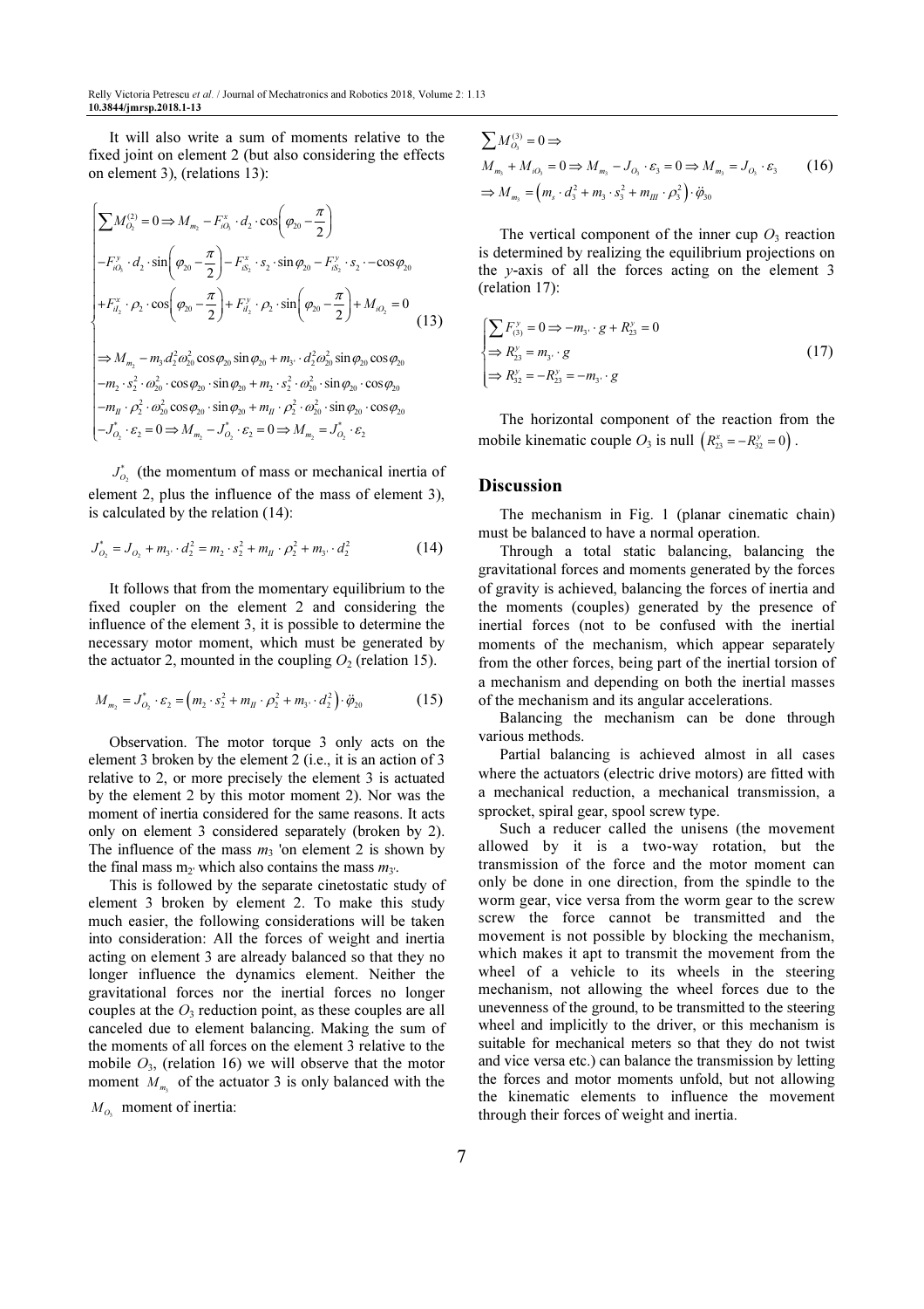It will also write a sum of moments relative to the fixed joint on element 2 (but also considering the effects on element 3), (relations 13):

$$
\begin{cases}
\sum M_{O_2}^{(2)} = 0 \Rightarrow M_{m_2} - F_{iO_3}^x \cdot d_2 \cdot \cos\left(\varphi_{20} - \frac{\pi}{2}\right) \\
-F_{iO_3}^y \cdot d_2 \cdot \sin\left(\varphi_{20} - \frac{\pi}{2}\right) - F_{iS_2}^x \cdot s_2 \cdot \sin\varphi_{20} - F_{iS_2}^y \cdot s_2 \cdot -\cos\varphi_{20} \\
+F_{iI_2}^x \cdot \rho_2 \cdot \cos\left(\varphi_{20} - \frac{\pi}{2}\right) + F_{iI_2}^y \cdot \rho_2 \cdot \sin\left(\varphi_{20} - \frac{\pi}{2}\right) + M_{iO_2} = 0 \\
\Rightarrow M_{m_2} - m_{3'} d_2^2 \omega_{20}^2 \cos\varphi_{20} \sin\varphi_{20} + m_{3'} \cdot d_2^2 \omega_{20}^2 \sin\varphi_{20} \cos\varphi_{20} \\
-m_2 \cdot s_2^2 \cdot \omega_{20}^2 \cdot \cos\varphi_{20} \cdot \sin\varphi_{20} + m_2 \cdot s_2^2 \cdot \omega_{20}^2 \cdot \sin\varphi_{20} \cdot \cos\varphi_{20} \\
-m_{II} \cdot \rho_2^2 \cdot \omega_{20}^2 \cos\varphi_{20} \cdot \sin\varphi_{20} + m_{II} \cdot \rho_2^2 \cdot \omega_{20}^2 \cdot \sin\varphi_{20} \cdot \cos\varphi_{20} \\
-J_{O_2}^* \cdot \varepsilon_2 = 0 \Rightarrow M_{m_2} - J_{O_2}^* \cdot \varepsilon_2 = 0 \Rightarrow M_{m_2} = J_{O_2}^* \cdot \varepsilon_2
\end{cases}
\tag{13}
$$

$J_{O_2}^*$ (the momentum of mass or mechanical inertia of element 2, plus the influence of the mass of element 3), is calculated by the relation (14):

$$
J_{O_2}^* = J_{O_2} + m_{3'} \cdot d_2^2 = m_2 \cdot s_2^2 + m_{II} \cdot \rho_2^2 + m_{3'} \cdot d_2^2 \tag{14}
$$

It follows that from the momentary equilibrium to the fixed coupler on the element 2 and considering the influence of the element 3, it is possible to determine the necessary motor moment, which must be generated by the actuator 2, mounted in the coupling $O_2$ (relation 15).

$$
M_{m_2} = J_{O_2}^* \cdot \varepsilon_2 = \left(m_2 \cdot s_2^2 + m_{II} \cdot \rho_2^2 + m_{3'} \cdot d_2^2\right) \cdot \ddot{\varphi}_{20} \tag{15}
$$

Observation. The motor torque 3 only acts on the element 3 broken by the element 2 (i.e., it is an action of 3 relative to 2, or more precisely the element 3 is actuated by the element 2 by this motor moment 2). Nor was the moment of inertia considered for the same reasons. It acts only on element 3 considered separately (broken by 2). The influence of the mass $m_3$ 'on element 2 is shown by the final mass $m_{2'}$ which also contains the mass $m_{3'}$.

This is followed by the separate cinetostatic study of element 3 broken by element 2. To make this study much easier, the following considerations will be taken into consideration: All the forces of weight and inertia acting on element 3 are already balanced so that they no longer influence the dynamics element. Neither the gravitational forces nor the inertial forces no longer couples at the $O_3$ reduction point, as these couples are all canceled due to element balancing. Making the sum of the moments of all forces on the element 3 relative to the mobile $O_3$, (relation 16) we will observe that the motor moment $M_{m_3}$ of the actuator 3 is only balanced with the $M_{O_3}$ moment of inertia:

$$
\begin{aligned}
&\sum M_{O_3}^{(3)} = 0 \Rightarrow \\
&M_{m_3} + M_{iO_3} = 0 \Rightarrow M_{m_3} - J_{O_3} \cdot \varepsilon_3 = 0 \Rightarrow M_{m_3} = J_{O_3} \cdot \varepsilon_3 \\
&\Rightarrow M_{m_3} = \left(m_s \cdot d_3^2 + m_3 \cdot s_3^2 + m_{III} \cdot \rho_3^2\right) \cdot \ddot{\varphi}_{30}
\end{aligned}
\tag{16}
$$

The vertical component of the inner cup $O_3$ reaction is determined by realizing the equilibrium projections on the $y$-axis of all the forces acting on the element 3 (relation 17):

$$
\begin{cases}
\sum F_{(3)}^y = 0 \Rightarrow -m_{3'} \cdot g + R_{23}^y = 0 \\
\Rightarrow R_{23}^y = m_{3'} \cdot g \\
\Rightarrow R_{32}^y = -R_{23}^y = -m_{3'} \cdot g
\end{cases}
\tag{17}
$$

The horizontal component of the reaction from the mobile kinematic couple $O_3$ is null $\left(R_{23}^x = -R_{32}^y = 0\right)$.

## Discussion

The mechanism in Fig. 1 (planar cinematic chain) must be balanced to have a normal operation.

Through a total static balancing, balancing the gravitational forces and moments generated by the forces of gravity is achieved, balancing the forces of inertia and the moments (couples) generated by the presence of inertial forces (not to be confused with the inertial moments of the mechanism, which appear separately from the other forces, being part of the inertial torsion of a mechanism and depending on both the inertial masses of the mechanism and its angular accelerations.

Balancing the mechanism can be done through various methods.

Partial balancing is achieved almost in all cases where the actuators (electric drive motors) are fitted with a mechanical reduction, a mechanical transmission, a sprocket, spiral gear, spool screw type.

Such a reducer called the unisens (the movement allowed by it is a two-way rotation, but the transmission of the force and the motor moment can only be done in one direction, from the spindle to the worm gear, vice versa from the worm gear to the screw screw the force cannot be transmitted and the movement is not possible by blocking the mechanism, which makes it apt to transmit the movement from the wheel of a vehicle to its wheels in the steering mechanism, not allowing the wheel forces due to the unevenness of the ground, to be transmitted to the steering wheel and implicitly to the driver, or this mechanism is suitable for mechanical meters so that they do not twist and vice versa etc.) can balance the transmission by letting the forces and motor moments unfold, but not allowing the kinematic elements to influence the movement through their forces of weight and inertia.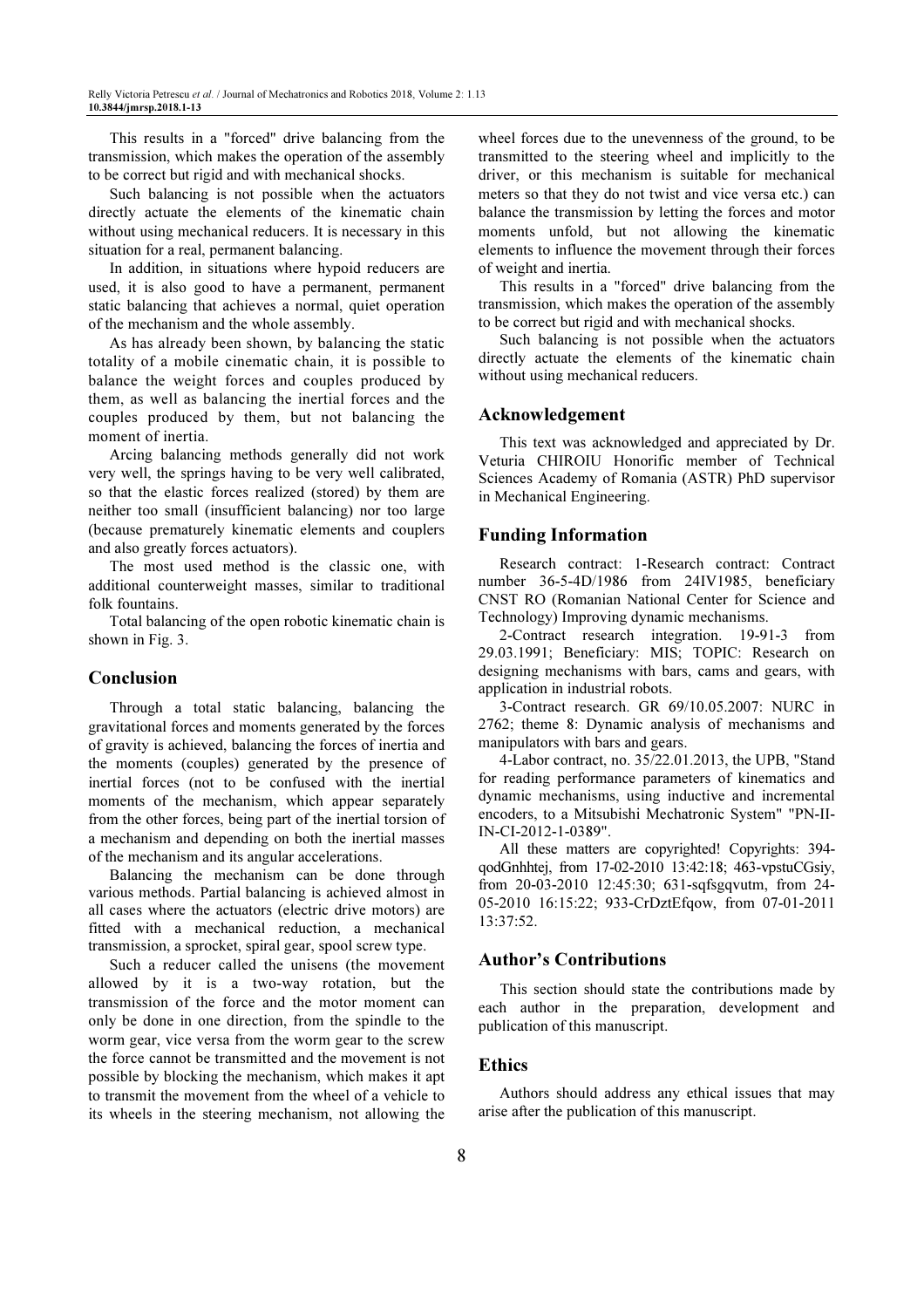This results in a "forced" drive balancing from the transmission, which makes the operation of the assembly to be correct but rigid and with mechanical shocks.

Such balancing is not possible when the actuators directly actuate the elements of the kinematic chain without using mechanical reducers. It is necessary in this situation for a real, permanent balancing.

In addition, in situations where hypoid reducers are used, it is also good to have a permanent, permanent static balancing that achieves a normal, quiet operation of the mechanism and the whole assembly.

As has already been shown, by balancing the static totality of a mobile cinematic chain, it is possible to balance the weight forces and couples produced by them, as well as balancing the inertial forces and the couples produced by them, but not balancing the moment of inertia.

Arcing balancing methods generally did not work very well, the springs having to be very well calibrated, so that the elastic forces realized (stored) by them are neither too small (insufficient balancing) nor too large (because prematurely kinematic elements and couplers and also greatly forces actuators).

The most used method is the classic one, with additional counterweight masses, similar to traditional folk fountains.

Total balancing of the open robotic kinematic chain is shown in Fig. 3.

## Conclusion

Through a total static balancing, balancing the gravitational forces and moments generated by the forces of gravity is achieved, balancing the forces of inertia and the moments (couples) generated by the presence of inertial forces (not to be confused with the inertial moments of the mechanism, which appear separately from the other forces, being part of the inertial torsion of a mechanism and depending on both the inertial masses of the mechanism and its angular accelerations.

Balancing the mechanism can be done through various methods. Partial balancing is achieved almost in all cases where the actuators (electric drive motors) are fitted with a mechanical reduction, a mechanical transmission, a sprocket, spiral gear, spool screw type.

Such a reducer called the unisens (the movement allowed by it is a two-way rotation, but the transmission of the force and the motor moment can only be done in one direction, from the spindle to the worm gear, vice versa from the worm gear to the screw the force cannot be transmitted and the movement is not possible by blocking the mechanism, which makes it apt to transmit the movement from the wheel of a vehicle to its wheels in the steering mechanism, not allowing the wheel forces due to the unevenness of the ground, to be transmitted to the steering wheel and implicitly to the driver, or this mechanism is suitable for mechanical meters so that they do not twist and vice versa etc.) can balance the transmission by letting the forces and motor moments unfold, but not allowing the kinematic elements to influence the movement through their forces of weight and inertia.

This results in a "forced" drive balancing from the transmission, which makes the operation of the assembly to be correct but rigid and with mechanical shocks.

Such balancing is not possible when the actuators directly actuate the elements of the kinematic chain without using mechanical reducers.

## Acknowledgement

This text was acknowledged and appreciated by Dr. Veturia CHIROIU Honorific member of Technical Sciences Academy of Romania (ASTR) PhD supervisor in Mechanical Engineering.

## Funding Information

Research contract: 1-Research contract: Contract number 36-5-4D/1986 from 24IV1985, beneficiary CNST RO (Romanian National Center for Science and Technology) Improving dynamic mechanisms.

2-Contract research integration. 19-91-3 from 29.03.1991; Beneficiary: MIS; TOPIC: Research on designing mechanisms with bars, cams and gears, with application in industrial robots.

3-Contract research. GR 69/10.05.2007: NURC in 2762; theme 8: Dynamic analysis of mechanisms and manipulators with bars and gears.

4-Labor contract, no. 35/22.01.2013, the UPB, "Stand for reading performance parameters of kinematics and dynamic mechanisms, using inductive and incremental encoders, to a Mitsubishi Mechatronic System" "PN-II-IN-CI-2012-1-0389".

All these matters are copyrighted! Copyrights: 394-qodGnhhtej, from 17-02-2010 13:42:18; 463-vpstuCGsiy, from 20-03-2010 12:45:30; 631-sqfsgqvutm, from 24-05-2010 16:15:22; 933-CrDztEfqow, from 07-01-2011 13:37:52.

## Author's Contributions

This section should state the contributions made by each author in the preparation, development and publication of this manuscript.

## Ethics

Authors should address any ethical issues that may arise after the publication of this manuscript.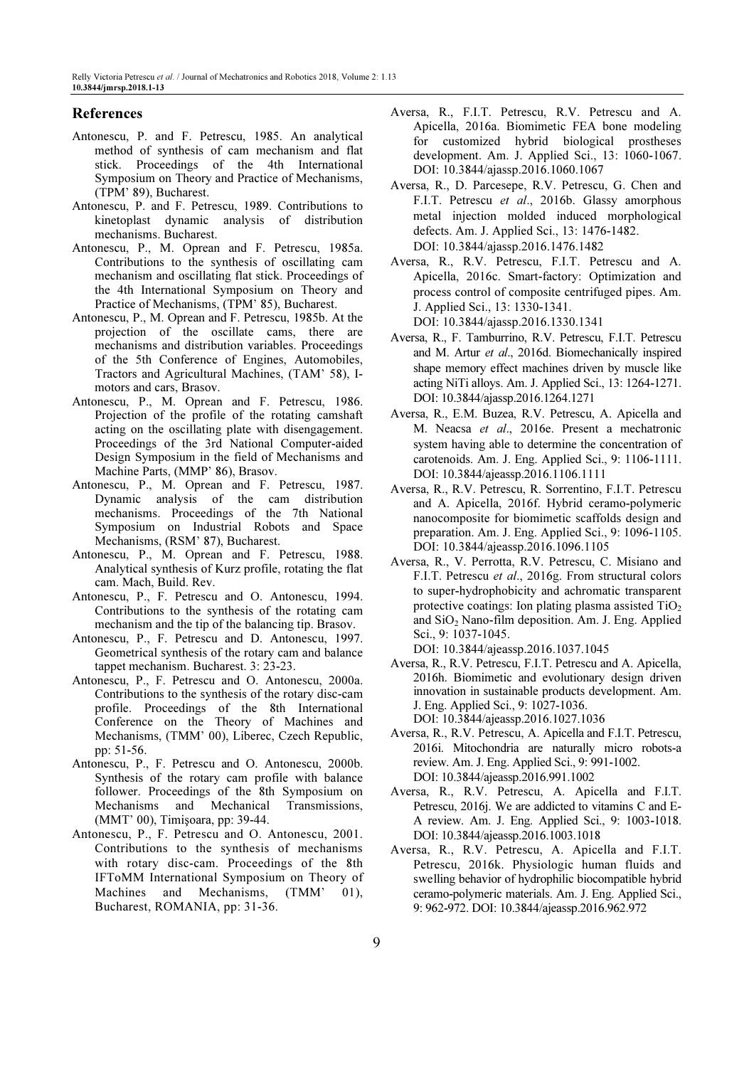## References

Antonescu, P. and F. Petrescu, 1985. An analytical method of synthesis of cam mechanism and flat stick. Proceedings of the 4th International Symposium on Theory and Practice of Mechanisms, (TPM' 89), Bucharest.

Antonescu, P. and F. Petrescu, 1989. Contributions to kinetoplast dynamic analysis of distribution mechanisms. Bucharest.

Antonescu, P., M. Oprean and F. Petrescu, 1985a. Contributions to the synthesis of oscillating cam mechanism and oscillating flat stick. Proceedings of the 4th International Symposium on Theory and Practice of Mechanisms, (TPM' 85), Bucharest.

Antonescu, P., M. Oprean and F. Petrescu, 1985b. At the projection of the oscillate cams, there are mechanisms and distribution variables. Proceedings of the 5th Conference of Engines, Automobiles, Tractors and Agricultural Machines, (TAM' 58), I-motors and cars, Brasov.

Antonescu, P., M. Oprean and F. Petrescu, 1986. Projection of the profile of the rotating camshaft acting on the oscillating plate with disengagement. Proceedings of the 3rd National Computer-aided Design Symposium in the field of Mechanisms and Machine Parts, (MMP' 86), Brasov.

Antonescu, P., M. Oprean and F. Petrescu, 1987. Dynamic analysis of the cam distribution mechanisms. Proceedings of the 7th National Symposium on Industrial Robots and Space Mechanisms, (RSM' 87), Bucharest.

Antonescu, P., M. Oprean and F. Petrescu, 1988. Analytical synthesis of Kurz profile, rotating the flat cam. Mach, Build. Rev.

Antonescu, P., F. Petrescu and O. Antonescu, 1994. Contributions to the synthesis of the rotating cam mechanism and the tip of the balancing tip. Brasov.

Antonescu, P., F. Petrescu and D. Antonescu, 1997. Geometrical synthesis of the rotary cam and balance tappet mechanism. Bucharest. 3: 23-23.

Antonescu, P., F. Petrescu and O. Antonescu, 2000a. Contributions to the synthesis of the rotary disc-cam profile. Proceedings of the 8th International Conference on the Theory of Machines and Mechanisms, (TMM' 00), Liberec, Czech Republic, pp: 51-56.

Antonescu, P., F. Petrescu and O. Antonescu, 2000b. Synthesis of the rotary cam profile with balance follower. Proceedings of the 8th Symposium on Mechanisms and Mechanical Transmissions, (MMT' 00), Timişoara, pp: 39-44.

Antonescu, P., F. Petrescu and O. Antonescu, 2001. Contributions to the synthesis of mechanisms with rotary disc-cam. Proceedings of the 8th IFToMM International Symposium on Theory of Machines and Mechanisms, (TMM' 01), Bucharest, ROMANIA, pp: 31-36.

Aversa, R., F.I.T. Petrescu, R.V. Petrescu and A. Apicella, 2016a. Biomimetic FEA bone modeling for customized hybrid biological prostheses development. Am. J. Applied Sci., 13: 1060-1067. DOI: 10.3844/ajassp.2016.1060.1067

Aversa, R., D. Parcesepe, R.V. Petrescu, G. Chen and F.I.T. Petrescu *et al*., 2016b. Glassy amorphous metal injection molded induced morphological defects. Am. J. Applied Sci., 13: 1476-1482. DOI: 10.3844/ajassp.2016.1476.1482

Aversa, R., R.V. Petrescu, F.I.T. Petrescu and A. Apicella, 2016c. Smart-factory: Optimization and process control of composite centrifuged pipes. Am. J. Applied Sci., 13: 1330-1341. DOI: 10.3844/ajassp.2016.1330.1341

Aversa, R., F. Tamburrino, R.V. Petrescu, F.I.T. Petrescu and M. Artur *et al*., 2016d. Biomechanically inspired shape memory effect machines driven by muscle like acting NiTi alloys. Am. J. Applied Sci., 13: 1264-1271. DOI: 10.3844/ajassp.2016.1264.1271

Aversa, R., E.M. Buzea, R.V. Petrescu, A. Apicella and M. Neacsa *et al*., 2016e. Present a mechatronic system having able to determine the concentration of carotenoids. Am. J. Eng. Applied Sci., 9: 1106-1111. DOI: 10.3844/ajeassp.2016.1106.1111

Aversa, R., R.V. Petrescu, R. Sorrentino, F.I.T. Petrescu and A. Apicella, 2016f. Hybrid ceramo-polymeric nanocomposite for biomimetic scaffolds design and preparation. Am. J. Eng. Applied Sci., 9: 1096-1105. DOI: 10.3844/ajeassp.2016.1096.1105

Aversa, R., V. Perrotta, R.V. Petrescu, C. Misiano and F.I.T. Petrescu *et al*., 2016g. From structural colors to super-hydrophobicity and achromatic transparent protective coatings: Ion plating plasma assisted $TiO_2$ and $SiO_2$ Nano-film deposition. Am. J. Eng. Applied Sci., 9: 1037-1045. DOI: 10.3844/ajeassp.2016.1037.1045

Aversa, R., R.V. Petrescu, F.I.T. Petrescu and A. Apicella, 2016h. Biomimetic and evolutionary design driven innovation in sustainable products development. Am. J. Eng. Applied Sci., 9: 1027-1036. DOI: 10.3844/ajeassp.2016.1027.1036

Aversa, R., R.V. Petrescu, A. Apicella and F.I.T. Petrescu, 2016i. Mitochondria are naturally micro robots-a review. Am. J. Eng. Applied Sci., 9: 991-1002. DOI: 10.3844/ajeassp.2016.991.1002

Aversa, R., R.V. Petrescu, A. Apicella and F.I.T. Petrescu, 2016j. We are addicted to vitamins C and E-A review. Am. J. Eng. Applied Sci., 9: 1003-1018. DOI: 10.3844/ajeassp.2016.1003.1018

Aversa, R., R.V. Petrescu, A. Apicella and F.I.T. Petrescu, 2016k. Physiologic human fluids and swelling behavior of hydrophilic biocompatible hybrid ceramo-polymeric materials. Am. J. Eng. Applied Sci., 9: 962-972. DOI: 10.3844/ajeassp.2016.962.972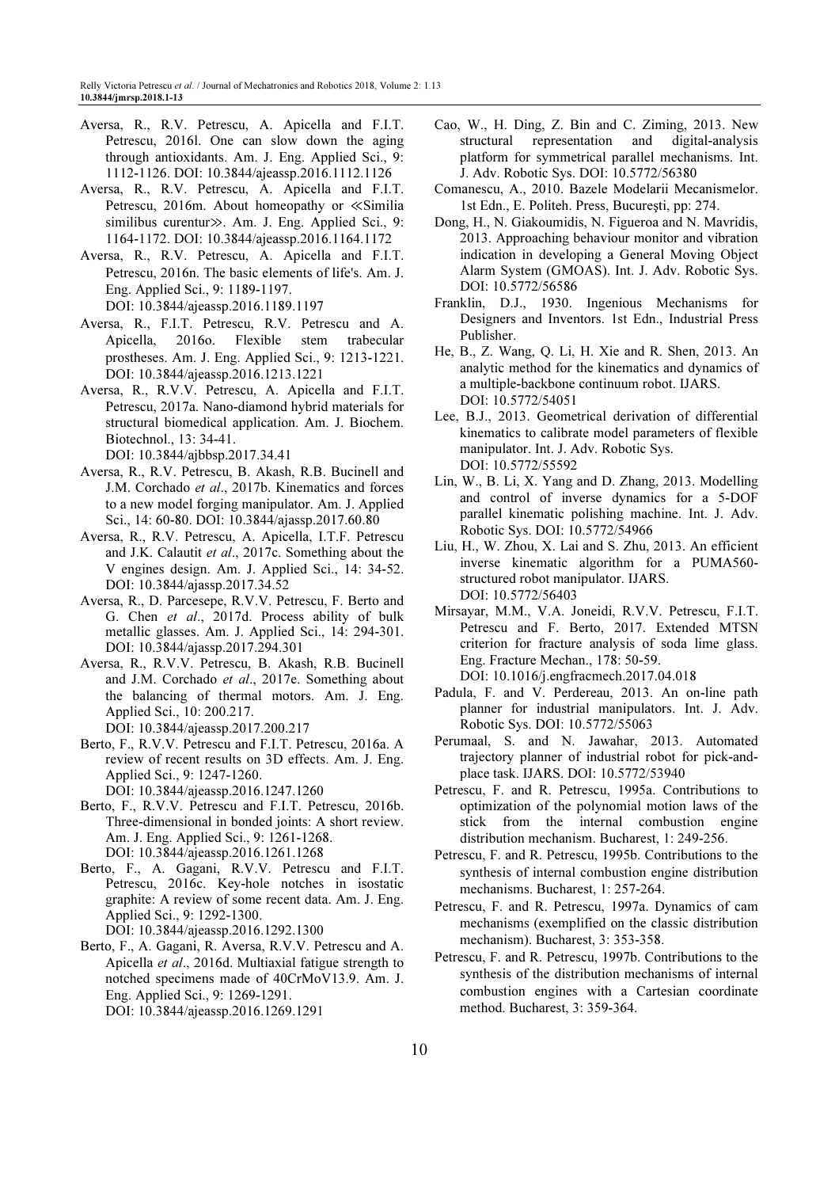Aversa, R., R.V. Petrescu, A. Apicella and F.I.T. Petrescu, 2016l. One can slow down the aging through antioxidants. Am. J. Eng. Applied Sci., 9: 1112-1126. DOI: 10.3844/ajeassp.2016.1112.1126

Aversa, R., R.V. Petrescu, A. Apicella and F.I.T. Petrescu, 2016m. About homeopathy or ≪Similia similibus curentur≫. Am. J. Eng. Applied Sci., 9: 1164-1172. DOI: 10.3844/ajeassp.2016.1164.1172

Aversa, R., R.V. Petrescu, A. Apicella and F.I.T. Petrescu, 2016n. The basic elements of life's. Am. J. Eng. Applied Sci., 9: 1189-1197. DOI: 10.3844/ajeassp.2016.1189.1197

Aversa, R., F.I.T. Petrescu, R.V. Petrescu and A. Apicella, 2016o. Flexible stem trabecular prostheses. Am. J. Eng. Applied Sci., 9: 1213-1221. DOI: 10.3844/ajeassp.2016.1213.1221

Aversa, R., R.V.V. Petrescu, A. Apicella and F.I.T. Petrescu, 2017a. Nano-diamond hybrid materials for structural biomedical application. Am. J. Biochem. Biotechnol., 13: 34-41. DOI: 10.3844/ajbbsp.2017.34.41

Aversa, R., R.V. Petrescu, B. Akash, R.B. Bucinell and J.M. Corchado *et al*., 2017b. Kinematics and forces to a new model forging manipulator. Am. J. Applied Sci., 14: 60-80. DOI: 10.3844/ajassp.2017.60.80

Aversa, R., R.V. Petrescu, A. Apicella, I.T.F. Petrescu and J.K. Calautit *et al*., 2017c. Something about the V engines design. Am. J. Applied Sci., 14: 34-52. DOI: 10.3844/ajassp.2017.34.52

Aversa, R., D. Parcesepe, R.V.V. Petrescu, F. Berto and G. Chen *et al*., 2017d. Process ability of bulk metallic glasses. Am. J. Applied Sci., 14: 294-301. DOI: 10.3844/ajassp.2017.294.301

Aversa, R., R.V.V. Petrescu, B. Akash, R.B. Bucinell and J.M. Corchado *et al*., 2017e. Something about the balancing of thermal motors. Am. J. Eng. Applied Sci., 10: 200.217. DOI: 10.3844/ajeassp.2017.200.217

Berto, F., R.V.V. Petrescu and F.I.T. Petrescu, 2016a. A review of recent results on 3D effects. Am. J. Eng. Applied Sci., 9: 1247-1260. DOI: 10.3844/ajeassp.2016.1247.1260

Berto, F., R.V.V. Petrescu and F.I.T. Petrescu, 2016b. Three-dimensional in bonded joints: A short review. Am. J. Eng. Applied Sci., 9: 1261-1268. DOI: 10.3844/ajeassp.2016.1261.1268

Berto, F., A. Gagani, R.V.V. Petrescu and F.I.T. Petrescu, 2016c. Key-hole notches in isostatic graphite: A review of some recent data. Am. J. Eng. Applied Sci., 9: 1292-1300. DOI: 10.3844/ajeassp.2016.1292.1300

Berto, F., A. Gagani, R. Aversa, R.V.V. Petrescu and A. Apicella *et al*., 2016d. Multiaxial fatigue strength to notched specimens made of 40CrMoV13.9. Am. J. Eng. Applied Sci., 9: 1269-1291. DOI: 10.3844/ajeassp.2016.1269.1291

Cao, W., H. Ding, Z. Bin and C. Ziming, 2013. New structural representation and digital-analysis platform for symmetrical parallel mechanisms. Int. J. Adv. Robotic Sys. DOI: 10.5772/56380

Comanescu, A., 2010. Bazele Modelarii Mecanismelor. 1st Edn., E. Politeh. Press, Bucureşti, pp: 274.

Dong, H., N. Giakoumidis, N. Figueroa and N. Mavridis, 2013. Approaching behaviour monitor and vibration indication in developing a General Moving Object Alarm System (GMOAS). Int. J. Adv. Robotic Sys. DOI: 10.5772/56586

Franklin, D.J., 1930. Ingenious Mechanisms for Designers and Inventors. 1st Edn., Industrial Press Publisher.

He, B., Z. Wang, Q. Li, H. Xie and R. Shen, 2013. An analytic method for the kinematics and dynamics of a multiple-backbone continuum robot. IJARS. DOI: 10.5772/54051

Lee, B.J., 2013. Geometrical derivation of differential kinematics to calibrate model parameters of flexible manipulator. Int. J. Adv. Robotic Sys. DOI: 10.5772/55592

Lin, W., B. Li, X. Yang and D. Zhang, 2013. Modelling and control of inverse dynamics for a 5-DOF parallel kinematic polishing machine. Int. J. Adv. Robotic Sys. DOI: 10.5772/54966

Liu, H., W. Zhou, X. Lai and S. Zhu, 2013. An efficient inverse kinematic algorithm for a PUMA560-structured robot manipulator. IJARS. DOI: 10.5772/56403

Mirsayar, M.M., V.A. Joneidi, R.V.V. Petrescu, F.I.T. Petrescu and F. Berto, 2017. Extended MTSN criterion for fracture analysis of soda lime glass. Eng. Fracture Mechan., 178: 50-59. DOI: 10.1016/j.engfracmech.2017.04.018

Padula, F. and V. Perdereau, 2013. An on-line path planner for industrial manipulators. Int. J. Adv. Robotic Sys. DOI: 10.5772/55063

Perumaal, S. and N. Jawahar, 2013. Automated trajectory planner of industrial robot for pick-and-place task. IJARS. DOI: 10.5772/53940

Petrescu, F. and R. Petrescu, 1995a. Contributions to optimization of the polynomial motion laws of the stick from the internal combustion engine distribution mechanism. Bucharest, 1: 249-256.

Petrescu, F. and R. Petrescu, 1995b. Contributions to the synthesis of internal combustion engine distribution mechanisms. Bucharest, 1: 257-264.

Petrescu, F. and R. Petrescu, 1997a. Dynamics of cam mechanisms (exemplified on the classic distribution mechanism). Bucharest, 3: 353-358.

Petrescu, F. and R. Petrescu, 1997b. Contributions to the synthesis of the distribution mechanisms of internal combustion engines with a Cartesian coordinate method. Bucharest, 3: 359-364.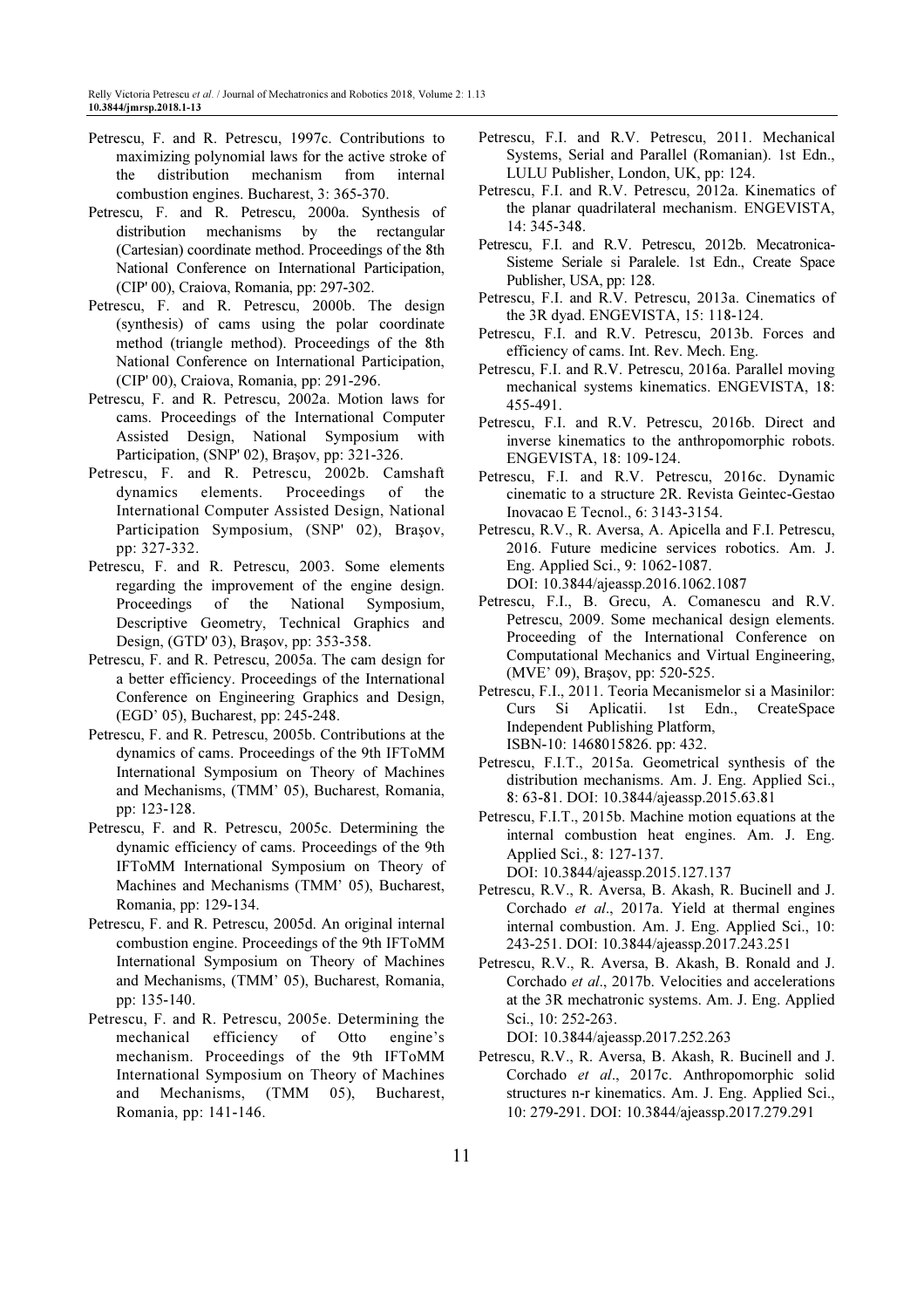Petrescu, F. and R. Petrescu, 1997c. Contributions to maximizing polynomial laws for the active stroke of the distribution mechanism from internal combustion engines. Bucharest, 3: 365-370.

Petrescu, F. and R. Petrescu, 2000a. Synthesis of distribution mechanisms by the rectangular (Cartesian) coordinate method. Proceedings of the 8th National Conference on International Participation, (CIP' 00), Craiova, Romania, pp: 297-302.

Petrescu, F. and R. Petrescu, 2000b. The design (synthesis) of cams using the polar coordinate method (triangle method). Proceedings of the 8th National Conference on International Participation, (CIP' 00), Craiova, Romania, pp: 291-296.

Petrescu, F. and R. Petrescu, 2002a. Motion laws for cams. Proceedings of the International Computer Assisted Design, National Symposium with Participation, (SNP' 02), Braşov, pp: 321-326.

Petrescu, F. and R. Petrescu, 2002b. Camshaft dynamics elements. Proceedings of the International Computer Assisted Design, National Participation Symposium, (SNP' 02), Braşov, pp: 327-332.

Petrescu, F. and R. Petrescu, 2003. Some elements regarding the improvement of the engine design. Proceedings of the National Symposium, Descriptive Geometry, Technical Graphics and Design, (GTD' 03), Braşov, pp: 353-358.

Petrescu, F. and R. Petrescu, 2005a. The cam design for a better efficiency. Proceedings of the International Conference on Engineering Graphics and Design, (EGD' 05), Bucharest, pp: 245-248.

Petrescu, F. and R. Petrescu, 2005b. Contributions at the dynamics of cams. Proceedings of the 9th IFToMM International Symposium on Theory of Machines and Mechanisms, (TMM' 05), Bucharest, Romania, pp: 123-128.

Petrescu, F. and R. Petrescu, 2005c. Determining the dynamic efficiency of cams. Proceedings of the 9th IFToMM International Symposium on Theory of Machines and Mechanisms (TMM' 05), Bucharest, Romania, pp: 129-134.

Petrescu, F. and R. Petrescu, 2005d. An original internal combustion engine. Proceedings of the 9th IFToMM International Symposium on Theory of Machines and Mechanisms (TMM' 05), Bucharest, Romania, pp: 135-140.

Petrescu, F. and R. Petrescu, 2005e. Determining the mechanical efficiency of Otto engine's mechanism. Proceedings of the 9th IFToMM International Symposium on Theory of Machines and Mechanisms, (TMM 05), Bucharest, Romania, pp: 141-146.

Petrescu, F.I. and R.V. Petrescu, 2011. Mechanical Systems, Serial and Parallel (Romanian). 1st Edn., LULU Publisher, London, UK, pp: 124.

Petrescu, F.I. and R.V. Petrescu, 2012a. Kinematics of the planar quadrilateral mechanism. ENGEVISTA, 14: 345-348.

Petrescu, F.I. and R.V. Petrescu, 2012b. Mecatronica-Sisteme Seriale si Paralele. 1st Edn., Create Space Publisher, USA, pp: 128.

Petrescu, F.I. and R.V. Petrescu, 2013a. Cinematics of the 3R dyad. ENGEVISTA, 15: 118-124.

Petrescu, F.I. and R.V. Petrescu, 2013b. Forces and efficiency of cams. Int. Rev. Mech. Eng.

Petrescu, F.I. and R.V. Petrescu, 2016a. Parallel moving mechanical systems kinematics. ENGEVISTA, 18: 455-491.

Petrescu, F.I. and R.V. Petrescu, 2016b. Direct and inverse kinematics to the anthropomorphic robots. ENGEVISTA, 18: 109-124.

Petrescu, F.I. and R.V. Petrescu, 2016c. Dynamic cinematic to a structure 2R. Revista Geintec-Gestao Inovacao E Tecnol., 6: 3143-3154.

Petrescu, R.V., R. Aversa, A. Apicella and F.I. Petrescu, 2016. Future medicine services robotics. Am. J. Eng. Applied Sci., 9: 1062-1087. DOI: 10.3844/ajeassp.2016.1062.1087

Petrescu, F.I., B. Grecu, A. Comanescu and R.V. Petrescu, 2009. Some mechanical design elements. Proceeding of the International Conference on Computational Mechanics and Virtual Engineering, (MVE' 09), Braşov, pp: 520-525.

Petrescu, F.I., 2011. Teoria Mecanismelor si a Masinilor: Curs Si Aplicatii. 1st Edn., CreateSpace Independent Publishing Platform, ISBN-10: 1468015826. pp: 432.

Petrescu, F.I.T., 2015a. Geometrical synthesis of the distribution mechanisms. Am. J. Eng. Applied Sci., 8: 63-81. DOI: 10.3844/ajeassp.2015.63.81

Petrescu, F.I.T., 2015b. Machine motion equations at the internal combustion heat engines. Am. J. Eng. Applied Sci., 8: 127-137. DOI: 10.3844/ajeassp.2015.127.137

Petrescu, R.V., R. Aversa, B. Akash, R. Bucinell and J. Corchado *et al*., 2017a. Yield at thermal engines internal combustion. Am. J. Eng. Applied Sci., 10: 243-251. DOI: 10.3844/ajeassp.2017.243.251

Petrescu, R.V., R. Aversa, B. Akash, B. Ronald and J. Corchado *et al*., 2017b. Velocities and accelerations at the 3R mechatronic systems. Am. J. Eng. Applied Sci., 10: 252-263. DOI: 10.3844/ajeassp.2017.252.263

Petrescu, R.V., R. Aversa, B. Akash, R. Bucinell and J. Corchado *et al*., 2017c. Anthropomorphic solid structures n-r kinematics. Am. J. Eng. Applied Sci., 10: 279-291. DOI: 10.3844/ajeassp.2017.279.291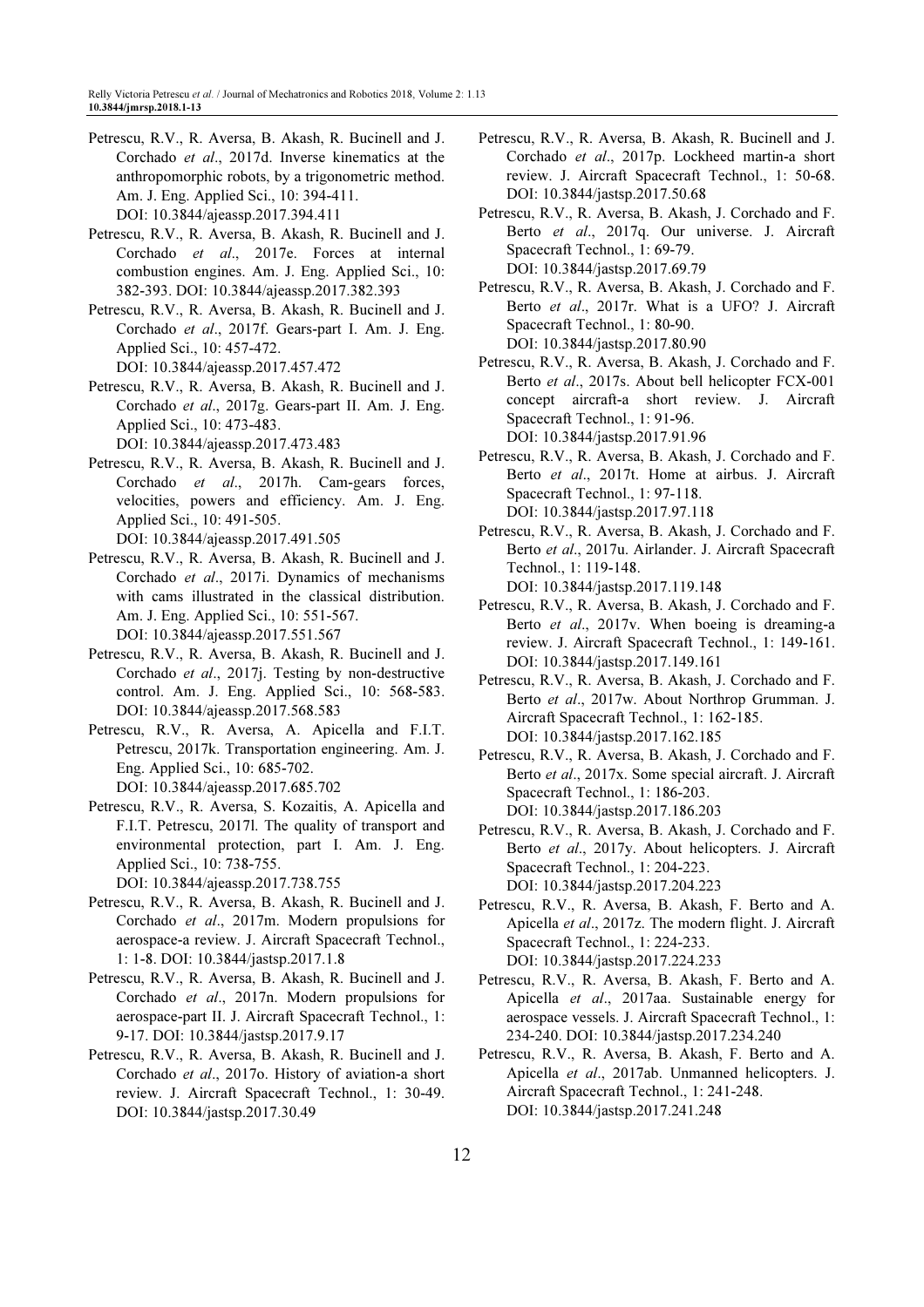Petrescu, R.V., R. Aversa, B. Akash, R. Bucinell and J. Corchado *et al*., 2017d. Inverse kinematics at the anthropomorphic robots, by a trigonometric method. Am. J. Eng. Applied Sci., 10: 394-411. DOI: 10.3844/ajeassp.2017.394.411

Petrescu, R.V., R. Aversa, B. Akash, R. Bucinell and J. Corchado *et al*., 2017e. Forces at internal combustion engines. Am. J. Eng. Applied Sci., 10: 382-393. DOI: 10.3844/ajeassp.2017.382.393

Petrescu, R.V., R. Aversa, B. Akash, R. Bucinell and J. Corchado *et al*., 2017f. Gears-part I. Am. J. Eng. Applied Sci., 10: 457-472. DOI: 10.3844/ajeassp.2017.457.472

Petrescu, R.V., R. Aversa, B. Akash, R. Bucinell and J. Corchado *et al*., 2017g. Gears-part II. Am. J. Eng. Applied Sci., 10: 473-483. DOI: 10.3844/ajeassp.2017.473.483

Petrescu, R.V., R. Aversa, B. Akash, R. Bucinell and J. Corchado *et al*., 2017h. Cam-gears forces, velocities, powers and efficiency. Am. J. Eng. Applied Sci., 10: 491-505. DOI: 10.3844/ajeassp.2017.491.505

Petrescu, R.V., R. Aversa, B. Akash, R. Bucinell and J. Corchado *et al*., 2017i. Dynamics of mechanisms with cams illustrated in the classical distribution. Am. J. Eng. Applied Sci., 10: 551-567. DOI: 10.3844/ajeassp.2017.551.567

Petrescu, R.V., R. Aversa, B. Akash, R. Bucinell and J. Corchado *et al*., 2017j. Testing by non-destructive control. Am. J. Eng. Applied Sci., 10: 568-583. DOI: 10.3844/ajeassp.2017.568.583

Petrescu, R.V., R. Aversa, A. Apicella and F.I.T. Petrescu, 2017k. Transportation engineering. Am. J. Eng. Applied Sci., 10: 685-702. DOI: 10.3844/ajeassp.2017.685.702

Petrescu, R.V., R. Aversa, S. Kozaitis, A. Apicella and F.I.T. Petrescu, 2017l. The quality of transport and environmental protection, part I. Am. J. Eng. Applied Sci., 10: 738-755. DOI: 10.3844/ajeassp.2017.738.755

Petrescu, R.V., R. Aversa, B. Akash, R. Bucinell and J. Corchado *et al*., 2017m. Modern propulsions for aerospace-a review. J. Aircraft Spacecraft Technol., 1: 1-8. DOI: 10.3844/jastsp.2017.1.8

Petrescu, R.V., R. Aversa, B. Akash, R. Bucinell and J. Corchado *et al*., 2017n. Modern propulsions for aerospace-part II. J. Aircraft Spacecraft Technol., 1: 9-17. DOI: 10.3844/jastsp.2017.9.17

Petrescu, R.V., R. Aversa, B. Akash, R. Bucinell and J. Corchado *et al*., 2017o. History of aviation-a short review. J. Aircraft Spacecraft Technol., 1: 30-49. DOI: 10.3844/jastsp.2017.30.49

Petrescu, R.V., R. Aversa, B. Akash, R. Bucinell and J. Corchado *et al*., 2017p. Lockheed martin-a short review. J. Aircraft Spacecraft Technol., 1: 50-68. DOI: 10.3844/jastsp.2017.50.68

Petrescu, R.V., R. Aversa, B. Akash, J. Corchado and F. Berto *et al*., 2017q. Our universe. J. Aircraft Spacecraft Technol., 1: 69-79. DOI: 10.3844/jastsp.2017.69.79

Petrescu, R.V., R. Aversa, B. Akash, J. Corchado and F. Berto *et al*., 2017r. What is a UFO? J. Aircraft Spacecraft Technol., 1: 80-90. DOI: 10.3844/jastsp.2017.80.90

Petrescu, R.V., R. Aversa, B. Akash, J. Corchado and F. Berto *et al*., 2017s. About bell helicopter FCX-001 concept aircraft-a short review. J. Aircraft Spacecraft Technol., 1: 91-96. DOI: 10.3844/jastsp.2017.91.96

Petrescu, R.V., R. Aversa, B. Akash, J. Corchado and F. Berto *et al*., 2017t. Home at airbus. J. Aircraft Spacecraft Technol., 1: 97-118. DOI: 10.3844/jastsp.2017.97.118

Petrescu, R.V., R. Aversa, B. Akash, J. Corchado and F. Berto *et al*., 2017u. Airlander. J. Aircraft Spacecraft Technol., 1: 119-148. DOI: 10.3844/jastsp.2017.119.148

Petrescu, R.V., R. Aversa, B. Akash, J. Corchado and F. Berto *et al*., 2017v. When boeing is dreaming-a review. J. Aircraft Spacecraft Technol., 1: 149-161. DOI: 10.3844/jastsp.2017.149.161

Petrescu, R.V., R. Aversa, B. Akash, J. Corchado and F. Berto *et al*., 2017w. About Northrop Grumman. J. Aircraft Spacecraft Technol., 1: 162-185. DOI: 10.3844/jastsp.2017.162.185

Petrescu, R.V., R. Aversa, B. Akash, J. Corchado and F. Berto *et al*., 2017x. Some special aircraft. J. Aircraft Spacecraft Technol., 1: 186-203. DOI: 10.3844/jastsp.2017.186.203

Petrescu, R.V., R. Aversa, B. Akash, J. Corchado and F. Berto *et al*., 2017y. About helicopters. J. Aircraft Spacecraft Technol., 1: 204-223. DOI: 10.3844/jastsp.2017.204.223

Petrescu, R.V., R. Aversa, B. Akash, F. Berto and A. Apicella *et al*., 2017z. The modern flight. J. Aircraft Spacecraft Technol., 1: 224-233. DOI: 10.3844/jastsp.2017.224.233

Petrescu, R.V., R. Aversa, B. Akash, F. Berto and A. Apicella *et al*., 2017aa. Sustainable energy for aerospace vessels. J. Aircraft Spacecraft Technol., 1: 234-240. DOI: 10.3844/jastsp.2017.234.240

Petrescu, R.V., R. Aversa, B. Akash, F. Berto and A. Apicella *et al*., 2017ab. Unmanned helicopters. J. Aircraft Spacecraft Technol., 1: 241-248. DOI: 10.3844/jastsp.2017.241.248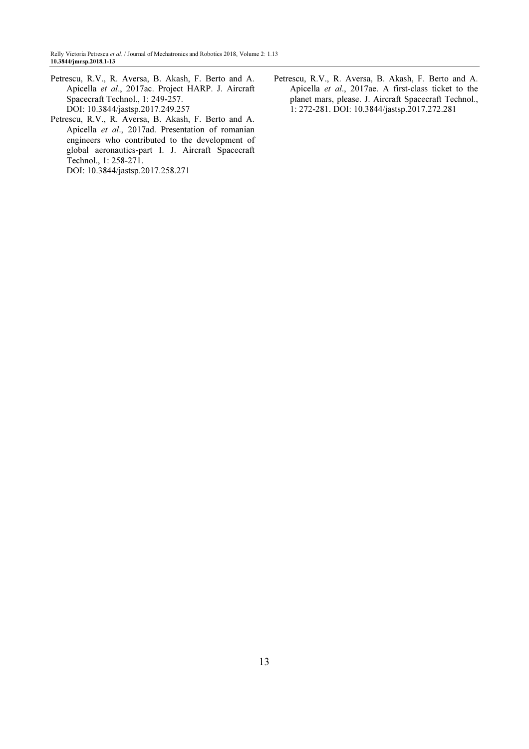Petrescu, R.V., R. Aversa, B. Akash, F. Berto and A. Apicella *et al*., 2017ac. Project HARP. J. Aircraft Spacecraft Technol., 1: 249-257. DOI: 10.3844/jastsp.2017.249.257

Petrescu, R.V., R. Aversa, B. Akash, F. Berto and A. Apicella *et al*., 2017ad. Presentation of romanian engineers who contributed to the development of global aeronautics-part I. J. Aircraft Spacecraft Technol., 1: 258-271. DOI: 10.3844/jastsp.2017.258.271

Petrescu, R.V., R. Aversa, B. Akash, F. Berto and A. Apicella *et al*., 2017ae. A first-class ticket to the planet mars, please. J. Aircraft Spacecraft Technol., 1: 272-281. DOI: 10.3844/jastsp.2017.272.281